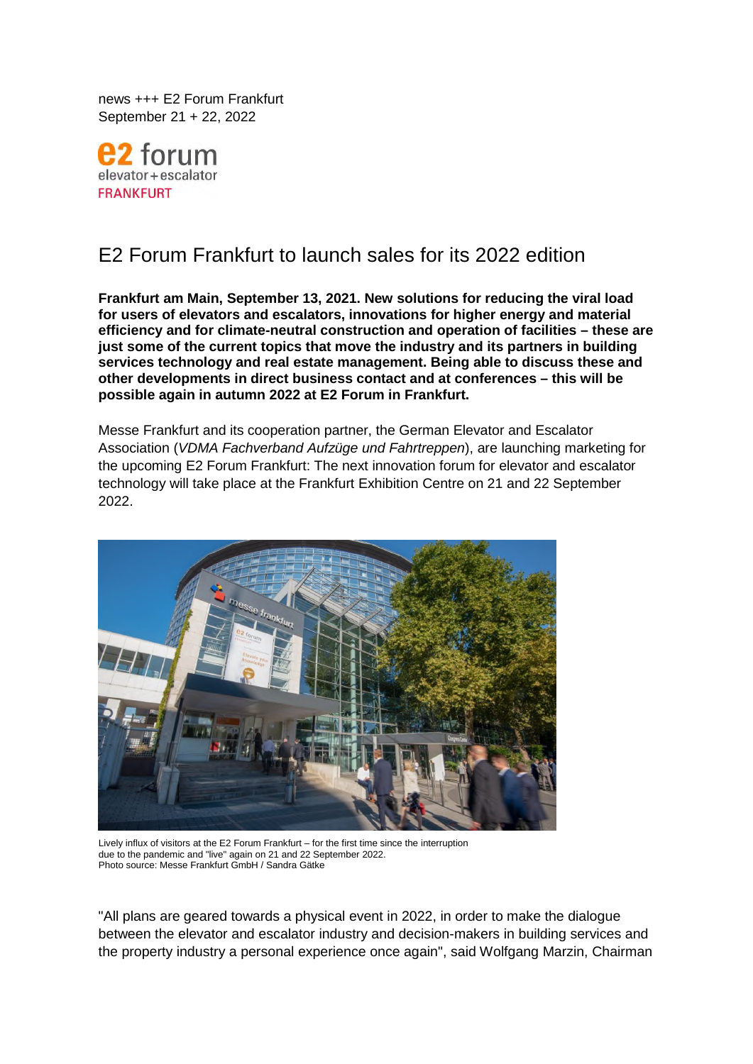news +++ E2 Forum Frankfurt
September 21 + 22, 2022

e2 forum
elevator+escalator
FRANKFURT

# E2 Forum Frankfurt to launch sales for its 2022 edition

**Frankfurt am Main, September 13, 2021. New solutions for reducing the viral load for users of elevators and escalators, innovations for higher energy and material efficiency and for climate-neutral construction and operation of facilities – these are just some of the current topics that move the industry and its partners in building services technology and real estate management. Being able to discuss these and other developments in direct business contact and at conferences – this will be possible again in autumn 2022 at E2 Forum in Frankfurt.**

Messe Frankfurt and its cooperation partner, the German Elevator and Escalator Association (*VDMA Fachverband Aufzüge und Fahrtreppen*), are launching marketing for the upcoming E2 Forum Frankfurt: The next innovation forum for elevator and escalator technology will take place at the Frankfurt Exhibition Centre on 21 and 22 September 2022.

Lively influx of visitors at the E2 Forum Frankfurt – for the first time since the interruption due to the pandemic and "live" again on 21 and 22 September 2022.
Photo source: Messe Frankfurt GmbH / Sandra Gätke

"All plans are geared towards a physical event in 2022, in order to make the dialogue between the elevator and escalator industry and decision-makers in building services and the property industry a personal experience once again", said Wolfgang Marzin, Chairman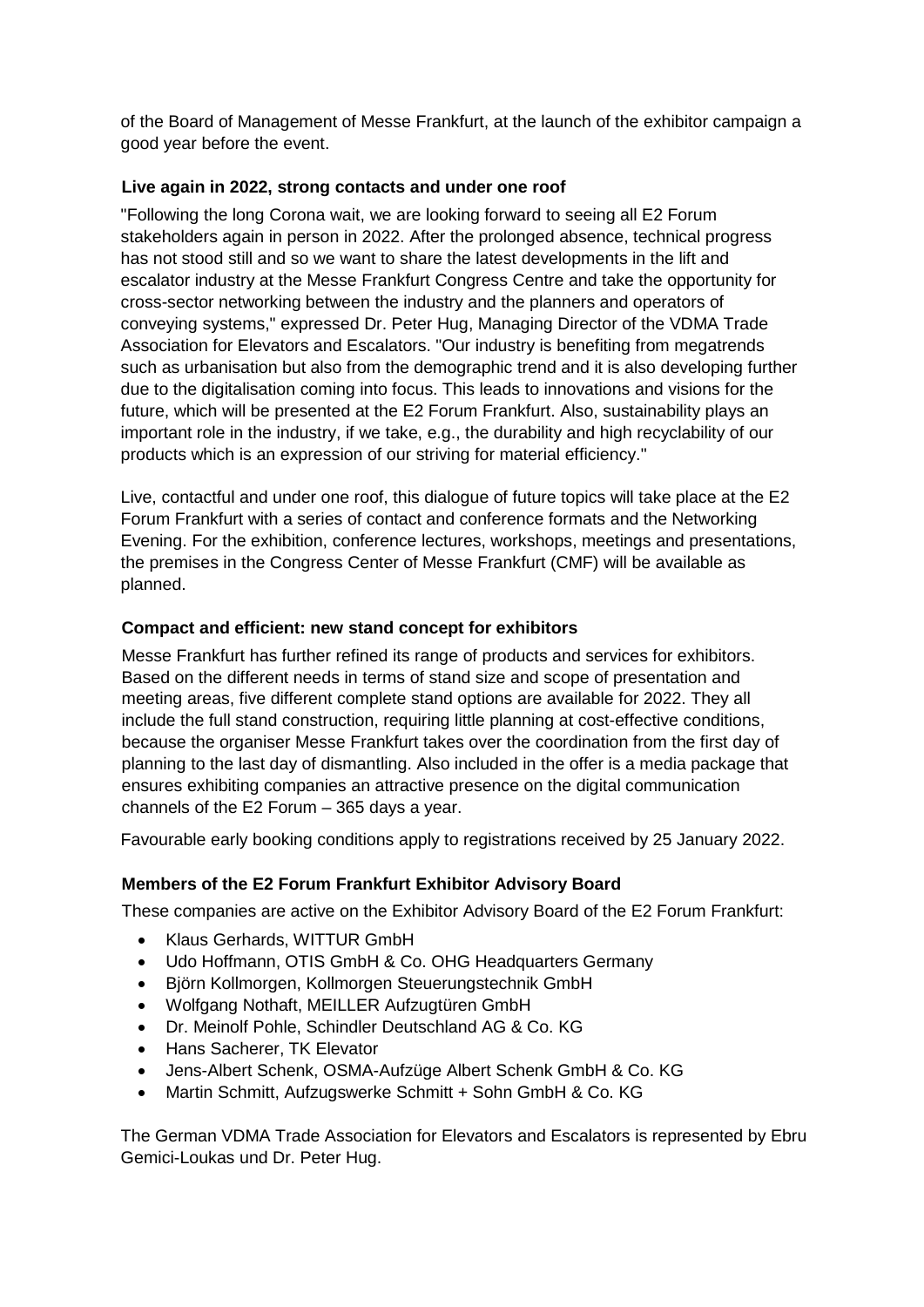of the Board of Management of Messe Frankfurt, at the launch of the exhibitor campaign a good year before the event.

**Live again in 2022, strong contacts and under one roof**

"Following the long Corona wait, we are looking forward to seeing all E2 Forum stakeholders again in person in 2022. After the prolonged absence, technical progress has not stood still and so we want to share the latest developments in the lift and escalator industry at the Messe Frankfurt Congress Centre and take the opportunity for cross-sector networking between the industry and the planners and operators of conveying systems," expressed Dr. Peter Hug, Managing Director of the VDMA Trade Association for Elevators and Escalators. "Our industry is benefiting from megatrends such as urbanisation but also from the demographic trend and it is also developing further due to the digitalisation coming into focus. This leads to innovations and visions for the future, which will be presented at the E2 Forum Frankfurt. Also, sustainability plays an important role in the industry, if we take, e.g., the durability and high recyclability of our products which is an expression of our striving for material efficiency."

Live, contactful and under one roof, this dialogue of future topics will take place at the E2 Forum Frankfurt with a series of contact and conference formats and the Networking Evening. For the exhibition, conference lectures, workshops, meetings and presentations, the premises in the Congress Center of Messe Frankfurt (CMF) will be available as planned.

**Compact and efficient: new stand concept for exhibitors**

Messe Frankfurt has further refined its range of products and services for exhibitors. Based on the different needs in terms of stand size and scope of presentation and meeting areas, five different complete stand options are available for 2022. They all include the full stand construction, requiring little planning at cost-effective conditions, because the organiser Messe Frankfurt takes over the coordination from the first day of planning to the last day of dismantling. Also included in the offer is a media package that ensures exhibiting companies an attractive presence on the digital communication channels of the E2 Forum – 365 days a year.

Favourable early booking conditions apply to registrations received by 25 January 2022.

**Members of the E2 Forum Frankfurt Exhibitor Advisory Board**

These companies are active on the Exhibitor Advisory Board of the E2 Forum Frankfurt:

- Klaus Gerhards, WITTUR GmbH
- Udo Hoffmann, OTIS GmbH & Co. OHG Headquarters Germany
- Björn Kollmorgen, Kollmorgen Steuerungstechnik GmbH
- Wolfgang Nothaft, MEILLER Aufzugtüren GmbH
- Dr. Meinolf Pohle, Schindler Deutschland AG & Co. KG
- Hans Sacherer, TK Elevator
- Jens-Albert Schenk, OSMA-Aufzüge Albert Schenk GmbH & Co. KG
- Martin Schmitt, Aufzugswerke Schmitt + Sohn GmbH & Co. KG

The German VDMA Trade Association for Elevators and Escalators is represented by Ebru Gemici-Loukas und Dr. Peter Hug.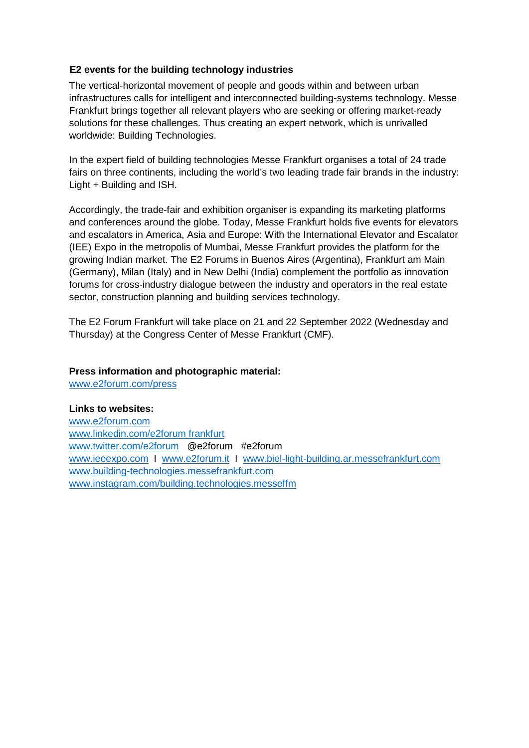**E2 events for the building technology industries**

The vertical-horizontal movement of people and goods within and between urban infrastructures calls for intelligent and interconnected building-systems technology. Messe Frankfurt brings together all relevant players who are seeking or offering market-ready solutions for these challenges. Thus creating an expert network, which is unrivalled worldwide: Building Technologies.

In the expert field of building technologies Messe Frankfurt organises a total of 24 trade fairs on three continents, including the world's two leading trade fair brands in the industry: Light + Building and ISH.

Accordingly, the trade-fair and exhibition organiser is expanding its marketing platforms and conferences around the globe. Today, Messe Frankfurt holds five events for elevators and escalators in America, Asia and Europe: With the International Elevator and Escalator (IEE) Expo in the metropolis of Mumbai, Messe Frankfurt provides the platform for the growing Indian market. The E2 Forums in Buenos Aires (Argentina), Frankfurt am Main (Germany), Milan (Italy) and in New Delhi (India) complement the portfolio as innovation forums for cross-industry dialogue between the industry and operators in the real estate sector, construction planning and building services technology.

The E2 Forum Frankfurt will take place on 21 and 22 September 2022 (Wednesday and Thursday) at the Congress Center of Messe Frankfurt (CMF).

**Press information and photographic material:**
www.e2forum.com/press

**Links to websites:**
www.e2forum.com
www.linkedin.com/e2forum frankfurt
www.twitter.com/e2forum @e2forum #e2forum
www.ieeexpo.com I www.e2forum.it I www.biel-light-building.ar.messefrankfurt.com
www.building-technologies.messefrankfurt.com
www.instagram.com/building.technologies.messeffm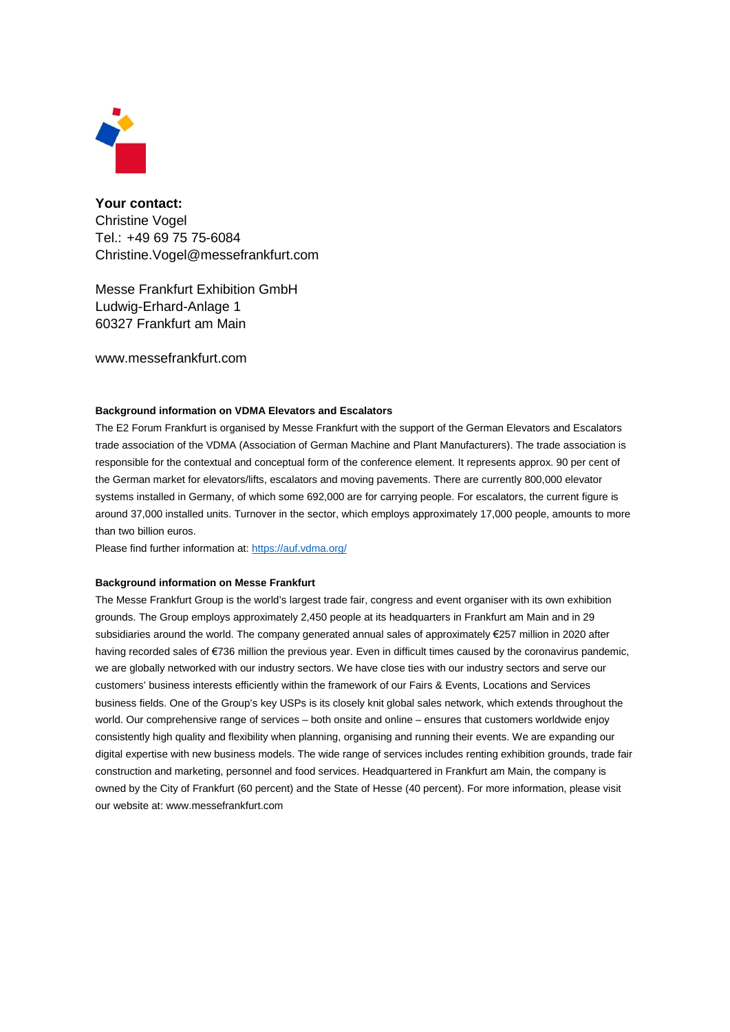**Your contact:**
Christine Vogel
Tel.: +49 69 75 75-6084
Christine.Vogel@messefrankfurt.com

Messe Frankfurt Exhibition GmbH
Ludwig-Erhard-Anlage 1
60327 Frankfurt am Main

www.messefrankfurt.com

**Background information on VDMA Elevators and Escalators**

The E2 Forum Frankfurt is organised by Messe Frankfurt with the support of the German Elevators and Escalators trade association of the VDMA (Association of German Machine and Plant Manufacturers). The trade association is responsible for the contextual and conceptual form of the conference element. It represents approx. 90 per cent of the German market for elevators/lifts, escalators and moving pavements. There are currently 800,000 elevator systems installed in Germany, of which some 692,000 are for carrying people. For escalators, the current figure is around 37,000 installed units. Turnover in the sector, which employs approximately 17,000 people, amounts to more than two billion euros.

Please find further information at: https://auf.vdma.org/

**Background information on Messe Frankfurt**

The Messe Frankfurt Group is the world's largest trade fair, congress and event organiser with its own exhibition grounds. The Group employs approximately 2,450 people at its headquarters in Frankfurt am Main and in 29 subsidiaries around the world. The company generated annual sales of approximately €257 million in 2020 after having recorded sales of €736 million the previous year. Even in difficult times caused by the coronavirus pandemic, we are globally networked with our industry sectors. We have close ties with our industry sectors and serve our customers' business interests efficiently within the framework of our Fairs & Events, Locations and Services business fields. One of the Group's key USPs is its closely knit global sales network, which extends throughout the world. Our comprehensive range of services – both onsite and online – ensures that customers worldwide enjoy consistently high quality and flexibility when planning, organising and running their events. We are expanding our digital expertise with new business models. The wide range of services includes renting exhibition grounds, trade fair construction and marketing, personnel and food services. Headquartered in Frankfurt am Main, the company is owned by the City of Frankfurt (60 percent) and the State of Hesse (40 percent). For more information, please visit our website at: www.messefrankfurt.com